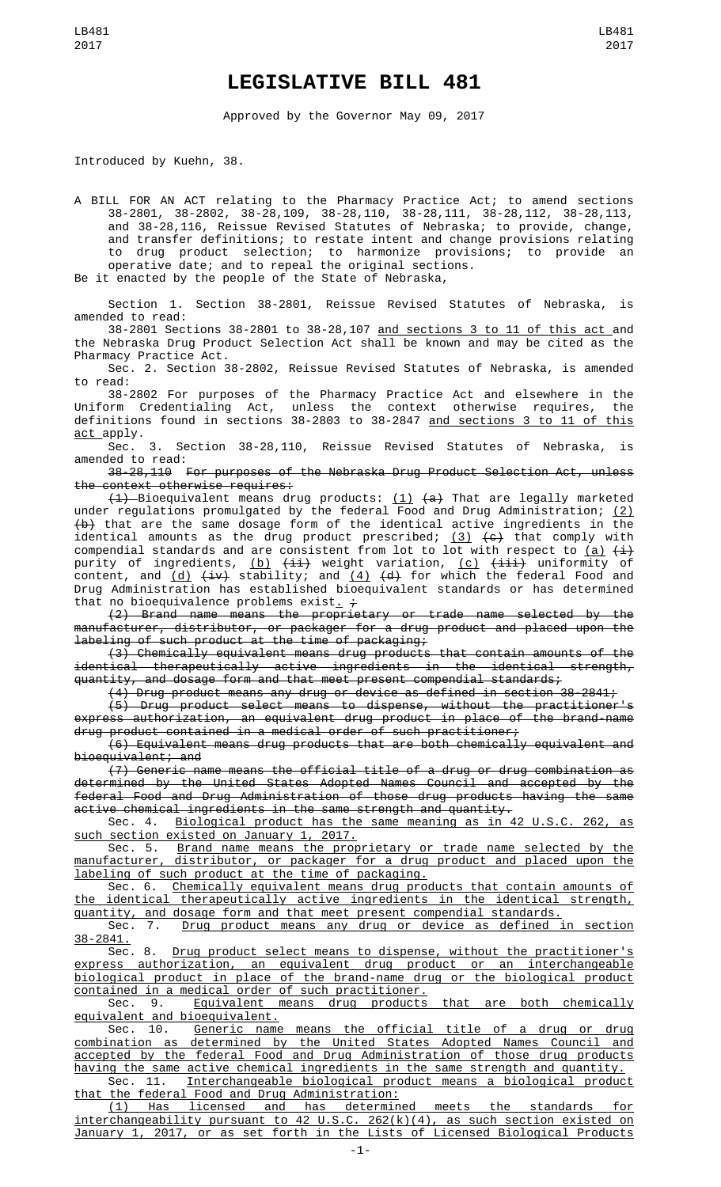# LEGISLATIVE BILL 481

Approved by the Governor May 09, 2017

Introduced by Kuehn, 38.

A BILL FOR AN ACT relating to the Pharmacy Practice Act; to amend sections 38-2801, 38-2802, 38-28,109, 38-28,110, 38-28,111, 38-28,112, 38-28,113, and 38-28,116, Reissue Revised Statutes of Nebraska; to provide, change, and transfer definitions; to restate intent and change provisions relating to drug product selection; to harmonize provisions; to provide an operative date; and to repeal the original sections.

Be it enacted by the people of the State of Nebraska,

Section 1. Section 38-2801, Reissue Revised Statutes of Nebraska, is amended to read:

38-2801 Sections 38-2801 to 38-28,107 and sections 3 to 11 of this act and the Nebraska Drug Product Selection Act shall be known and may be cited as the Pharmacy Practice Act.

Sec. 2. Section 38-2802, Reissue Revised Statutes of Nebraska, is amended to read:

38-2802 For purposes of the Pharmacy Practice Act and elsewhere in the Uniform Credentialing Act, unless the context otherwise requires, the definitions found in sections 38-2803 to 38-2847 and sections 3 to 11 of this act apply.

Sec. 3. Section 38-28,110, Reissue Revised Statutes of Nebraska, is amended to read:

38-28,110 ~~For purposes of the Nebraska Drug Product Selection Act, unless the context otherwise requires:~~

~~(1)~~ Bioequivalent means drug products: (1) ~~(a)~~ That are legally marketed under regulations promulgated by the federal Food and Drug Administration; (2) ~~(b)~~ that are the same dosage form of the identical active ingredients in the identical amounts as the drug product prescribed; (3) ~~(c)~~ that comply with compendial standards and are consistent from lot to lot with respect to (a) ~~(i)~~ purity of ingredients, (b) ~~(ii)~~ weight variation, (c) ~~(iii)~~ uniformity of content, and (d) ~~(iv)~~ stability; and (4) ~~(d)~~ for which the federal Food and Drug Administration has established bioequivalent standards or has determined that no bioequivalence problems exist. ~~;~~

~~(2) Brand name means the proprietary or trade name selected by the manufacturer, distributor, or packager for a drug product and placed upon the labeling of such product at the time of packaging;~~

~~(3) Chemically equivalent means drug products that contain amounts of the identical therapeutically active ingredients in the identical strength, quantity, and dosage form and that meet present compendial standards;~~

~~(4) Drug product means any drug or device as defined in section 38-2841;~~

~~(5) Drug product select means to dispense, without the practitioner's express authorization, an equivalent drug product in place of the brand-name drug product contained in a medical order of such practitioner;~~

~~(6) Equivalent means drug products that are both chemically equivalent and bioequivalent; and~~

~~(7) Generic name means the official title of a drug or drug combination as determined by the United States Adopted Names Council and accepted by the federal Food and Drug Administration of those drug products having the same active chemical ingredients in the same strength and quantity.~~

Sec. 4. Biological product has the same meaning as in 42 U.S.C. 262, as such section existed on January 1, 2017.

Sec. 5. Brand name means the proprietary or trade name selected by the manufacturer, distributor, or packager for a drug product and placed upon the labeling of such product at the time of packaging.

Sec. 6. Chemically equivalent means drug products that contain amounts of the identical therapeutically active ingredients in the identical strength, quantity, and dosage form and that meet present compendial standards.

Sec. 7. Drug product means any drug or device as defined in section 38-2841.

Sec. 8. Drug product select means to dispense, without the practitioner's express authorization, an equivalent drug product or an interchangeable biological product in place of the brand-name drug or the biological product contained in a medical order of such practitioner.

Sec. 9. Equivalent means drug products that are both chemically equivalent and bioequivalent.

Sec. 10. Generic name means the official title of a drug or drug combination as determined by the United States Adopted Names Council and accepted by the federal Food and Drug Administration of those drug products having the same active chemical ingredients in the same strength and quantity.

Sec. 11. Interchangeable biological product means a biological product that the federal Food and Drug Administration:

(1) Has licensed and has determined meets the standards for interchangeability pursuant to 42 U.S.C. 262(k)(4), as such section existed on January 1, 2017, or as set forth in the Lists of Licensed Biological Products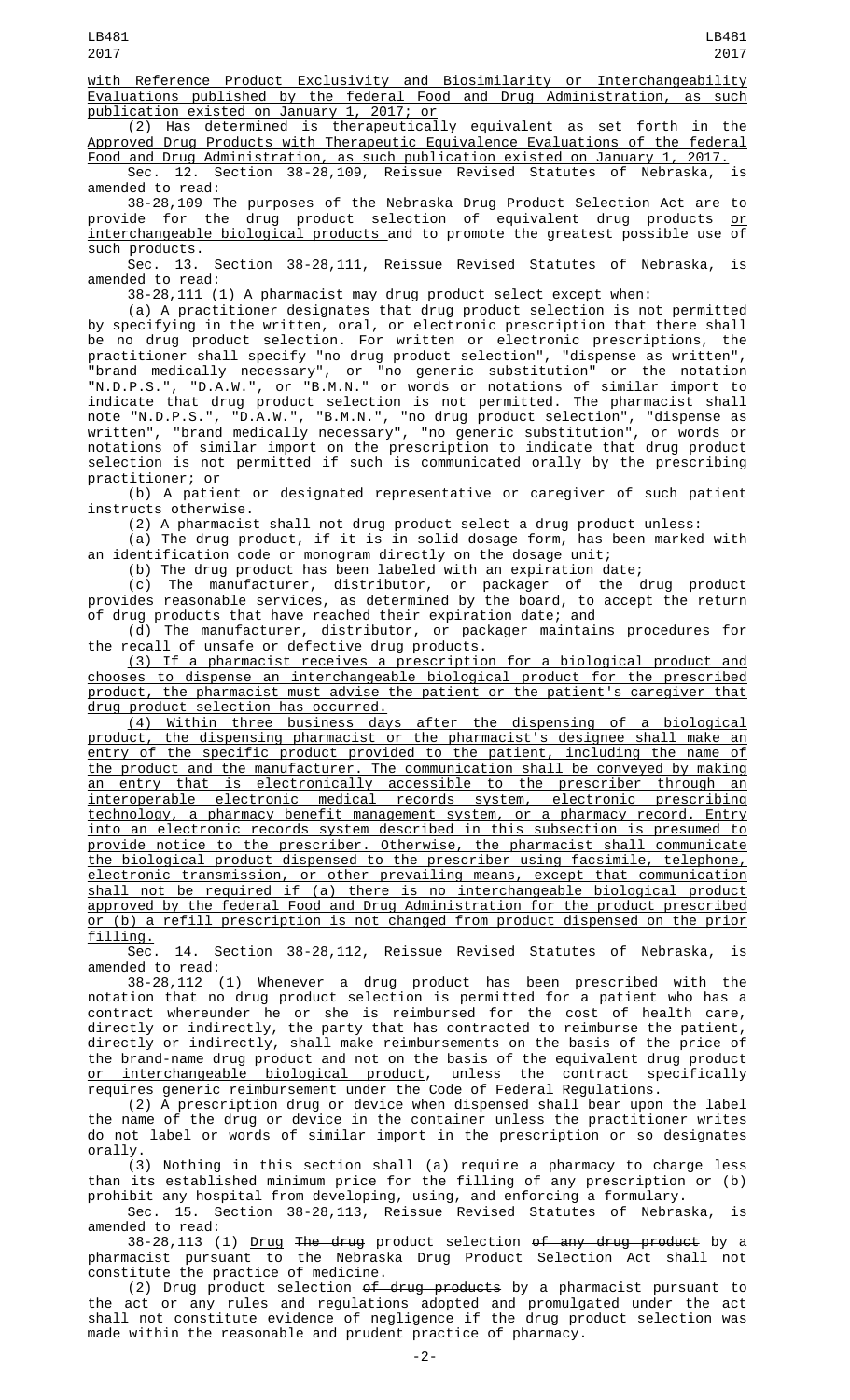with Reference Product Exclusivity and Biosimilarity or Interchangeability Evaluations published by the federal Food and Drug Administration, as such publication existed on January 1, 2017; or

(2) Has determined is therapeutically equivalent as set forth in the Approved Drug Products with Therapeutic Equivalence Evaluations of the federal Food and Drug Administration, as such publication existed on January 1, 2017.

Sec. 12. Section 38-28,109, Reissue Revised Statutes of Nebraska, is amended to read:

38-28,109 The purposes of the Nebraska Drug Product Selection Act are to provide for the drug product selection of equivalent drug products or interchangeable biological products and to promote the greatest possible use of such products.

Sec. 13. Section 38-28,111, Reissue Revised Statutes of Nebraska, is amended to read:

38-28,111 (1) A pharmacist may drug product select except when:

(a) A practitioner designates that drug product selection is not permitted by specifying in the written, oral, or electronic prescription that there shall be no drug product selection. For written or electronic prescriptions, the practitioner shall specify "no drug product selection", "dispense as written", "brand medically necessary", or "no generic substitution" or the notation "N.D.P.S.", "D.A.W.", or "B.M.N." or words or notations of similar import to indicate that drug product selection is not permitted. The pharmacist shall note "N.D.P.S.", "D.A.W.", "B.M.N.", "no drug product selection", "dispense as written", "brand medically necessary", "no generic substitution", or words or notations of similar import on the prescription to indicate that drug product selection is not permitted if such is communicated orally by the prescribing practitioner; or

(b) A patient or designated representative or caregiver of such patient instructs otherwise.

(2) A pharmacist shall not drug product select ~~a drug product~~ unless:

(a) The drug product, if it is in solid dosage form, has been marked with an identification code or monogram directly on the dosage unit;

(b) The drug product has been labeled with an expiration date;

(c) The manufacturer, distributor, or packager of the drug product provides reasonable services, as determined by the board, to accept the return of drug products that have reached their expiration date; and

(d) The manufacturer, distributor, or packager maintains procedures for the recall of unsafe or defective drug products.

(3) If a pharmacist receives a prescription for a biological product and chooses to dispense an interchangeable biological product for the prescribed product, the pharmacist must advise the patient or the patient's caregiver that drug product selection has occurred.

(4) Within three business days after the dispensing of a biological product, the dispensing pharmacist or the pharmacist's designee shall make an entry of the specific product provided to the patient, including the name of the product and the manufacturer. The communication shall be conveyed by making an entry that is electronically accessible to the prescriber through an interoperable electronic medical records system, electronic prescribing technology, a pharmacy benefit management system, or a pharmacy record. Entry into an electronic records system described in this subsection is presumed to provide notice to the prescriber. Otherwise, the pharmacist shall communicate the biological product dispensed to the prescriber using facsimile, telephone, electronic transmission, or other prevailing means, except that communication shall not be required if (a) there is no interchangeable biological product approved by the federal Food and Drug Administration for the product prescribed or (b) a refill prescription is not changed from product dispensed on the prior filling.

Sec. 14. Section 38-28,112, Reissue Revised Statutes of Nebraska, is amended to read:

38-28,112 (1) Whenever a drug product has been prescribed with the notation that no drug product selection is permitted for a patient who has a contract whereunder he or she is reimbursed for the cost of health care, directly or indirectly, the party that has contracted to reimburse the patient, directly or indirectly, shall make reimbursements on the basis of the price of the brand-name drug product and not on the basis of the equivalent drug product or interchangeable biological product, unless the contract specifically requires generic reimbursement under the Code of Federal Regulations.

(2) A prescription drug or device when dispensed shall bear upon the label the name of the drug or device in the container unless the practitioner writes do not label or words of similar import in the prescription or so designates orally.

(3) Nothing in this section shall (a) require a pharmacy to charge less than its established minimum price for the filling of any prescription or (b) prohibit any hospital from developing, using, and enforcing a formulary.

Sec. 15. Section 38-28,113, Reissue Revised Statutes of Nebraska, is amended to read:

38-28,113 (1) Drug ~~The drug~~ product selection ~~of any drug product~~ by a pharmacist pursuant to the Nebraska Drug Product Selection Act shall not constitute the practice of medicine.

(2) Drug product selection ~~of drug products~~ by a pharmacist pursuant to the act or any rules and regulations adopted and promulgated under the act shall not constitute evidence of negligence if the drug product selection was made within the reasonable and prudent practice of pharmacy.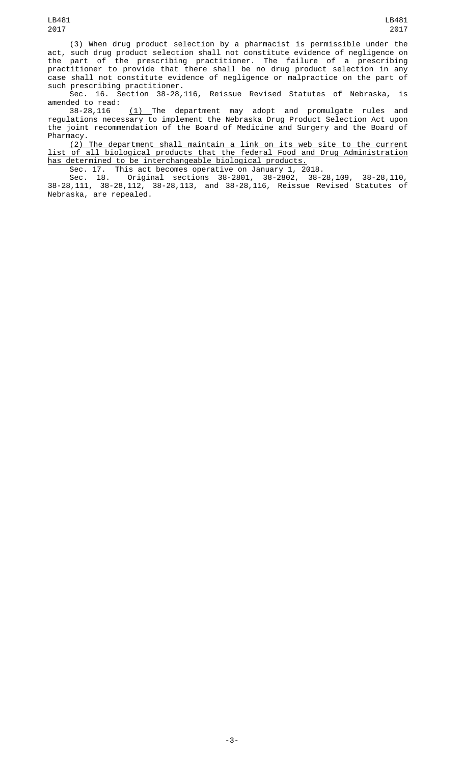(3) When drug product selection by a pharmacist is permissible under the act, such drug product selection shall not constitute evidence of negligence on the part of the prescribing practitioner. The failure of a prescribing practitioner to provide that there shall be no drug product selection in any case shall not constitute evidence of negligence or malpractice on the part of such prescribing practitioner.

Sec. 16. Section 38-28,116, Reissue Revised Statutes of Nebraska, is amended to read:

38-28,116 (1) The department may adopt and promulgate rules and regulations necessary to implement the Nebraska Drug Product Selection Act upon the joint recommendation of the Board of Medicine and Surgery and the Board of Pharmacy.

(2) The department shall maintain a link on its web site to the current list of all biological products that the federal Food and Drug Administration has determined to be interchangeable biological products.

Sec. 17. This act becomes operative on January 1, 2018.

Sec. 18. Original sections 38-2801, 38-2802, 38-28,109, 38-28,110, 38-28,111, 38-28,112, 38-28,113, and 38-28,116, Reissue Revised Statutes of Nebraska, are repealed.